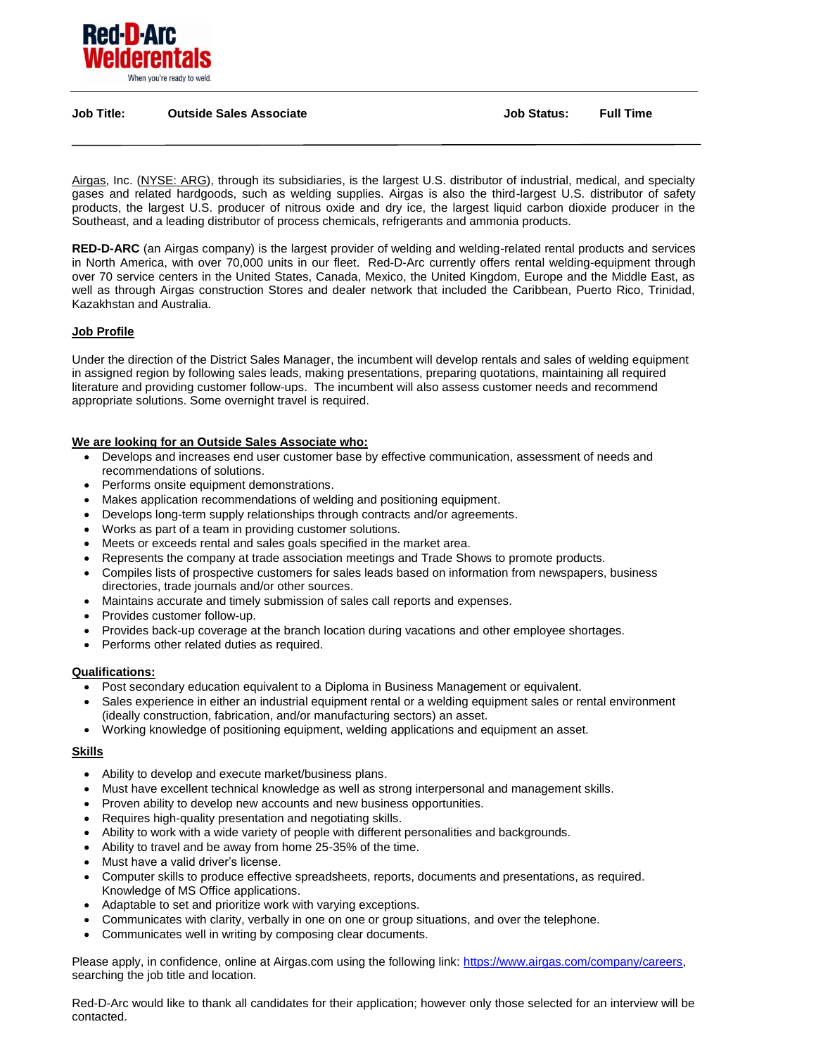Red-D-Arc Welderentals

When you're ready to weld.

**Job Title:** **Outside Sales Associate** **Job Status:** **Full Time**

Airgas, Inc. (NYSE: ARG), through its subsidiaries, is the largest U.S. distributor of industrial, medical, and specialty gases and related hardgoods, such as welding supplies. Airgas is also the third-largest U.S. distributor of safety products, the largest U.S. producer of nitrous oxide and dry ice, the largest liquid carbon dioxide producer in the Southeast, and a leading distributor of process chemicals, refrigerants and ammonia products.

**RED-D-ARC** (an Airgas company) is the largest provider of welding and welding-related rental products and services in North America, with over 70,000 units in our fleet. Red-D-Arc currently offers rental welding-equipment through over 70 service centers in the United States, Canada, Mexico, the United Kingdom, Europe and the Middle East, as well as through Airgas construction Stores and dealer network that included the Caribbean, Puerto Rico, Trinidad, Kazakhstan and Australia.

## Job Profile

Under the direction of the District Sales Manager, the incumbent will develop rentals and sales of welding equipment in assigned region by following sales leads, making presentations, preparing quotations, maintaining all required literature and providing customer follow-ups. The incumbent will also assess customer needs and recommend appropriate solutions. Some overnight travel is required.

## We are looking for an Outside Sales Associate who:

- Develops and increases end user customer base by effective communication, assessment of needs and recommendations of solutions.
- Performs onsite equipment demonstrations.
- Makes application recommendations of welding and positioning equipment.
- Develops long-term supply relationships through contracts and/or agreements.
- Works as part of a team in providing customer solutions.
- Meets or exceeds rental and sales goals specified in the market area.
- Represents the company at trade association meetings and Trade Shows to promote products.
- Compiles lists of prospective customers for sales leads based on information from newspapers, business directories, trade journals and/or other sources.
- Maintains accurate and timely submission of sales call reports and expenses.
- Provides customer follow-up.
- Provides back-up coverage at the branch location during vacations and other employee shortages.
- Performs other related duties as required.

## Qualifications:

- Post secondary education equivalent to a Diploma in Business Management or equivalent.
- Sales experience in either an industrial equipment rental or a welding equipment sales or rental environment (ideally construction, fabrication, and/or manufacturing sectors) an asset.
- Working knowledge of positioning equipment, welding applications and equipment an asset.

## Skills

- Ability to develop and execute market/business plans.
- Must have excellent technical knowledge as well as strong interpersonal and management skills.
- Proven ability to develop new accounts and new business opportunities.
- Requires high-quality presentation and negotiating skills.
- Ability to work with a wide variety of people with different personalities and backgrounds.
- Ability to travel and be away from home 25-35% of the time.
- Must have a valid driver's license.
- Computer skills to produce effective spreadsheets, reports, documents and presentations, as required. Knowledge of MS Office applications.
- Adaptable to set and prioritize work with varying exceptions.
- Communicates with clarity, verbally in one on one or group situations, and over the telephone.
- Communicates well in writing by composing clear documents.

Please apply, in confidence, online at Airgas.com using the following link: https://www.airgas.com/company/careers, searching the job title and location.

Red-D-Arc would like to thank all candidates for their application; however only those selected for an interview will be contacted.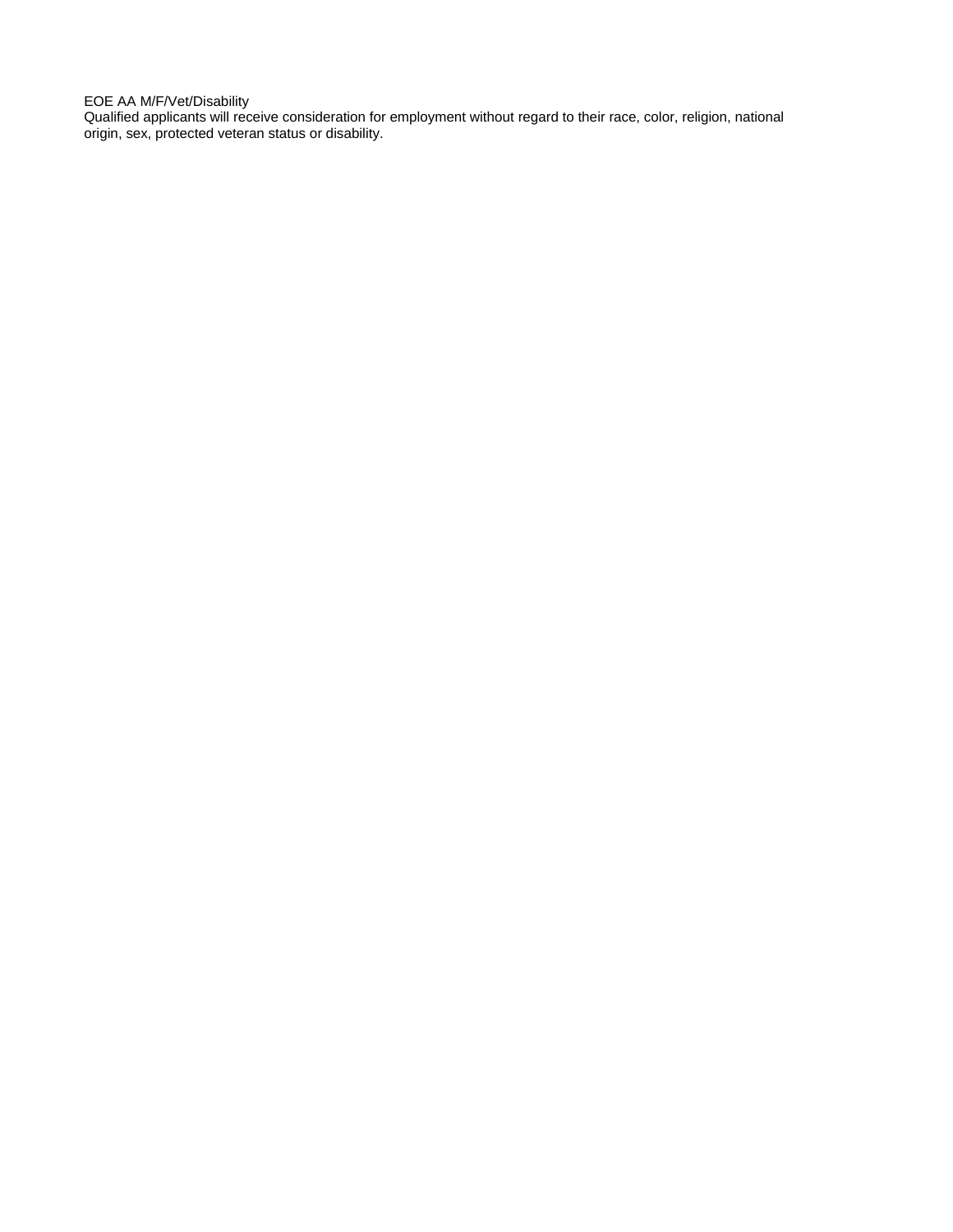EOE AA M/F/Vet/Disability
Qualified applicants will receive consideration for employment without regard to their race, color, religion, national origin, sex, protected veteran status or disability.